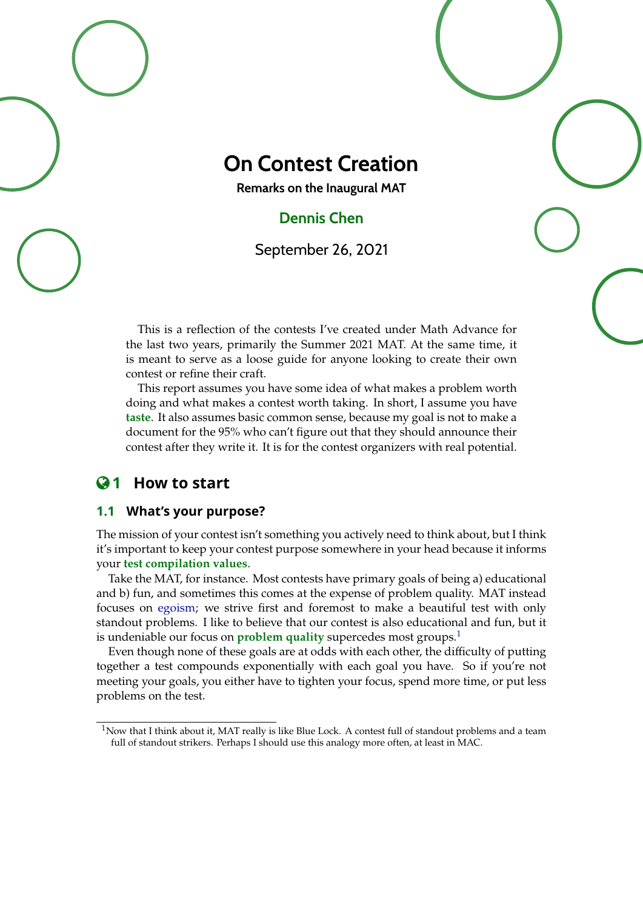# On Contest Creation

**Remarks on the Inaugural MAT**

**Dennis Chen**

September 26, 2021

This is a reflection of the contests I've created under Math Advance for the last two years, primarily the Summer 2021 MAT. At the same time, it is meant to serve as a loose guide for anyone looking to create their own contest or refine their craft.

This report assumes you have some idea of what makes a problem worth doing and what makes a contest worth taking. In short, I assume you have **taste**. It also assumes basic common sense, because my goal is not to make a document for the 95% who can't figure out that they should announce their contest after they write it. It is for the contest organizers with real potential.

## 1 How to start

### 1.1 What's your purpose?

The mission of your contest isn't something you actively need to think about, but I think it's important to keep your contest purpose somewhere in your head because it informs your **test compilation values**.

Take the MAT, for instance. Most contests have primary goals of being a) educational and b) fun, and sometimes this comes at the expense of problem quality. MAT instead focuses on egoism; we strive first and foremost to make a beautiful test with only standout problems. I like to believe that our contest is also educational and fun, but it is undeniable our focus on **problem quality** supercedes most groups.[1]

Even though none of these goals are at odds with each other, the difficulty of putting together a test compounds exponentially with each goal you have. So if you're not meeting your goals, you either have to tighten your focus, spend more time, or put less problems on the test.

[1] Now that I think about it, MAT really is like Blue Lock. A contest full of standout problems and a team full of standout strikers. Perhaps I should use this analogy more often, at least in MAC.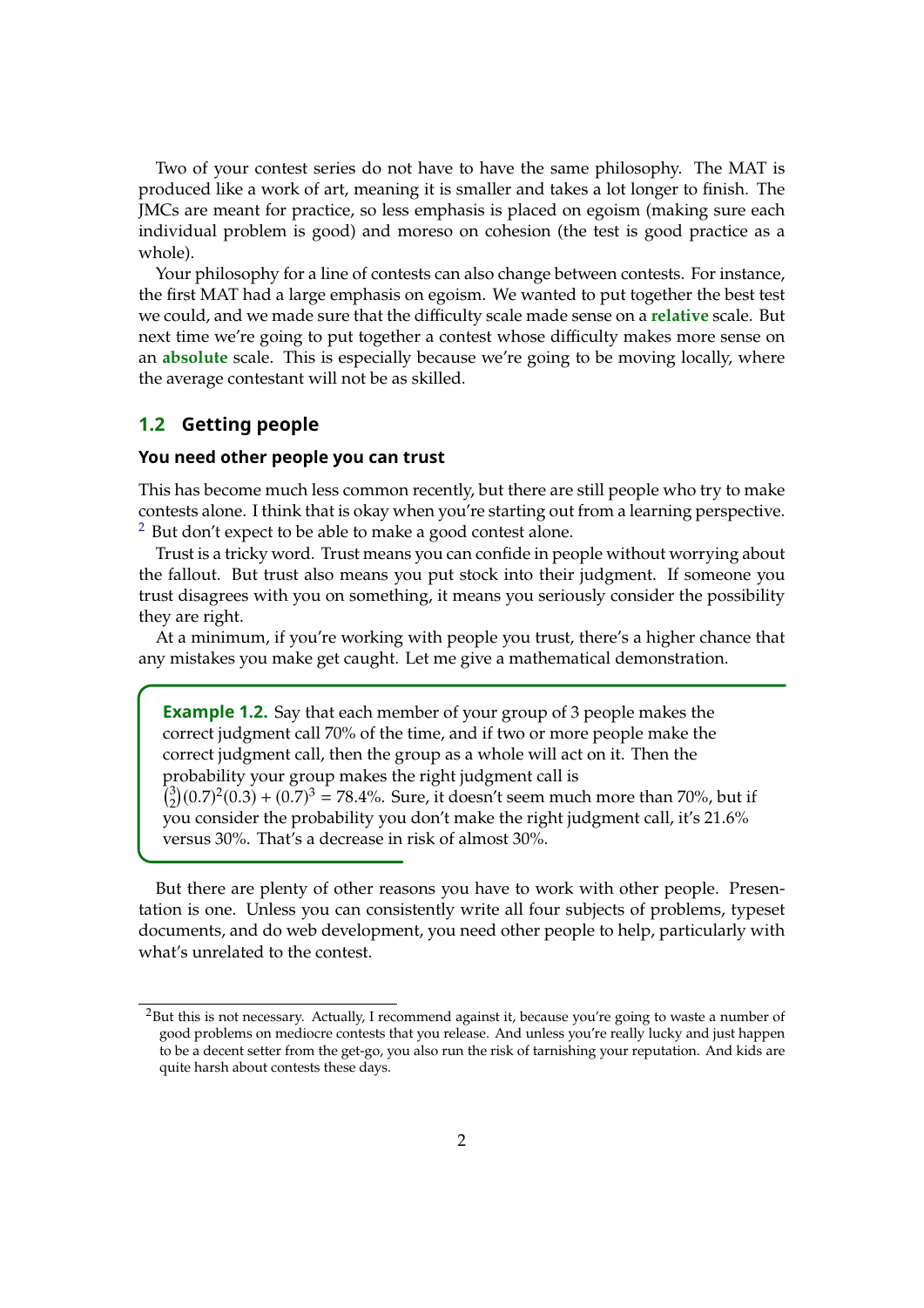Two of your contest series do not have to have the same philosophy. The MAT is produced like a work of art, meaning it is smaller and takes a lot longer to finish. The JMCs are meant for practice, so less emphasis is placed on egoism (making sure each individual problem is good) and moreso on cohesion (the test is good practice as a whole).

Your philosophy for a line of contests can also change between contests. For instance, the first MAT had a large emphasis on egoism. We wanted to put together the best test we could, and we made sure that the difficulty scale made sense on a **relative** scale. But next time we're going to put together a contest whose difficulty makes more sense on an **absolute** scale. This is especially because we're going to be moving locally, where the average contestant will not be as skilled.

## 1.2 Getting people

### You need other people you can trust

This has become much less common recently, but there are still people who try to make contests alone. I think that is okay when you're starting out from a learning perspective. [2] But don't expect to be able to make a good contest alone.

Trust is a tricky word. Trust means you can confide in people without worrying about the fallout. But trust also means you put stock into their judgment. If someone you trust disagrees with you on something, it means you seriously consider the possibility they are right.

At a minimum, if you're working with people you trust, there's a higher chance that any mistakes you make get caught. Let me give a mathematical demonstration.

> **Example 1.2.** Say that each member of your group of 3 people makes the correct judgment call 70% of the time, and if two or more people make the correct judgment call, then the group as a whole will act on it. Then the probability your group makes the right judgment call is $\binom{3}{2}(0.7)^2(0.3) + (0.7)^3 = 78.4\%$. Sure, it doesn't seem much more than 70%, but if you consider the probability you don't make the right judgment call, it's 21.6% versus 30%. That's a decrease in risk of almost 30%.

But there are plenty of other reasons you have to work with other people. Presentation is one. Unless you can consistently write all four subjects of problems, typeset documents, and do web development, you need other people to help, particularly with what's unrelated to the contest.

---

[2] But this is not necessary. Actually, I recommend against it, because you're going to waste a number of good problems on mediocre contests that you release. And unless you're really lucky and just happen to be a decent setter from the get-go, you also run the risk of tarnishing your reputation. And kids are quite harsh about contests these days.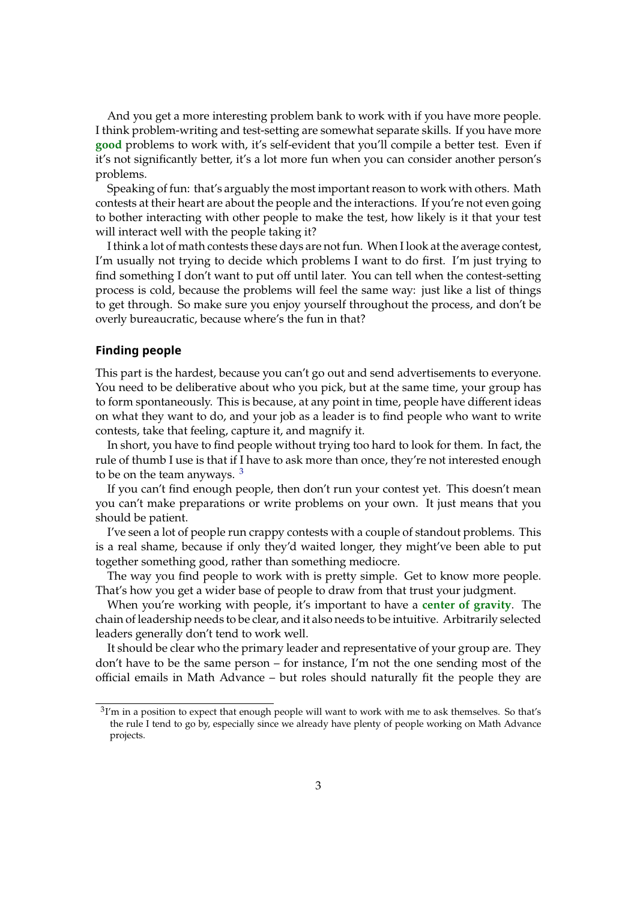And you get a more interesting problem bank to work with if you have more people. I think problem-writing and test-setting are somewhat separate skills. If you have more **good** problems to work with, it's self-evident that you'll compile a better test. Even if it's not significantly better, it's a lot more fun when you can consider another person's problems.

Speaking of fun: that's arguably the most important reason to work with others. Math contests at their heart are about the people and the interactions. If you're not even going to bother interacting with other people to make the test, how likely is it that your test will interact well with the people taking it?

I think a lot of math contests these days are not fun. When I look at the average contest, I'm usually not trying to decide which problems I want to do first. I'm just trying to find something I don't want to put off until later. You can tell when the contest-setting process is cold, because the problems will feel the same way: just like a list of things to get through. So make sure you enjoy yourself throughout the process, and don't be overly bureaucratic, because where's the fun in that?

### Finding people

This part is the hardest, because you can't go out and send advertisements to everyone. You need to be deliberative about who you pick, but at the same time, your group has to form spontaneously. This is because, at any point in time, people have different ideas on what they want to do, and your job as a leader is to find people who want to write contests, take that feeling, capture it, and magnify it.

In short, you have to find people without trying too hard to look for them. In fact, the rule of thumb I use is that if I have to ask more than once, they're not interested enough to be on the team anyways. [3]

If you can't find enough people, then don't run your contest yet. This doesn't mean you can't make preparations or write problems on your own. It just means that you should be patient.

I've seen a lot of people run crappy contests with a couple of standout problems. This is a real shame, because if only they'd waited longer, they might've been able to put together something good, rather than something mediocre.

The way you find people to work with is pretty simple. Get to know more people. That's how you get a wider base of people to draw from that trust your judgment.

When you're working with people, it's important to have a **center of gravity**. The chain of leadership needs to be clear, and it also needs to be intuitive. Arbitrarily selected leaders generally don't tend to work well.

It should be clear who the primary leader and representative of your group are. They don't have to be the same person – for instance, I'm not the one sending most of the official emails in Math Advance – but roles should naturally fit the people they are

[3] I'm in a position to expect that enough people will want to work with me to ask themselves. So that's the rule I tend to go by, especially since we already have plenty of people working on Math Advance projects.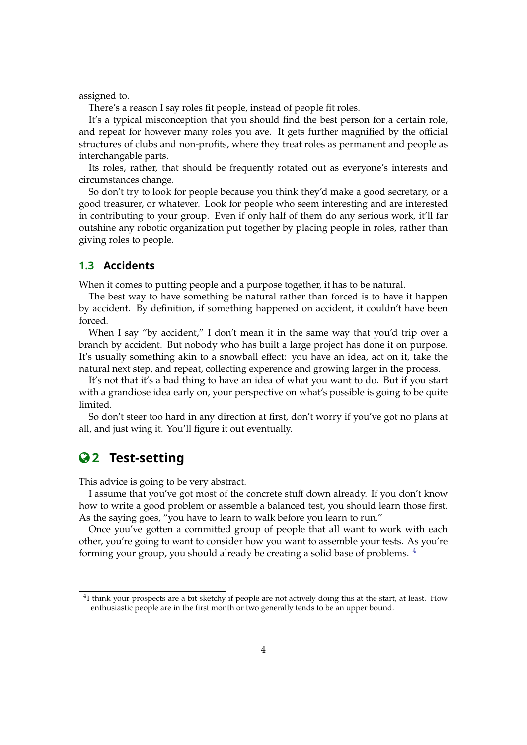assigned to.

There's a reason I say roles fit people, instead of people fit roles.

It's a typical misconception that you should find the best person for a certain role, and repeat for however many roles you ave. It gets further magnified by the official structures of clubs and non-profits, where they treat roles as permanent and people as interchangable parts.

Its roles, rather, that should be frequently rotated out as everyone's interests and circumstances change.

So don't try to look for people because you think they'd make a good secretary, or a good treasurer, or whatever. Look for people who seem interesting and are interested in contributing to your group. Even if only half of them do any serious work, it'll far outshine any robotic organization put together by placing people in roles, rather than giving roles to people.

### 1.3 Accidents

When it comes to putting people and a purpose together, it has to be natural.

The best way to have something be natural rather than forced is to have it happen by accident. By definition, if something happened on accident, it couldn't have been forced.

When I say "by accident," I don't mean it in the same way that you'd trip over a branch by accident. But nobody who has built a large project has done it on purpose. It's usually something akin to a snowball effect: you have an idea, act on it, take the natural next step, and repeat, collecting experence and growing larger in the process.

It's not that it's a bad thing to have an idea of what you want to do. But if you start with a grandiose idea early on, your perspective on what's possible is going to be quite limited.

So don't steer too hard in any direction at first, don't worry if you've got no plans at all, and just wing it. You'll figure it out eventually.

## 2 Test-setting

This advice is going to be very abstract.

I assume that you've got most of the concrete stuff down already. If you don't know how to write a good problem or assemble a balanced test, you should learn those first. As the saying goes, "you have to learn to walk before you learn to run."

Once you've gotten a committed group of people that all want to work with each other, you're going to want to consider how you want to assemble your tests. As you're forming your group, you should already be creating a solid base of problems. [4]

---

[4] I think your prospects are a bit sketchy if people are not actively doing this at the start, at least. How enthusiastic people are in the first month or two generally tends to be an upper bound.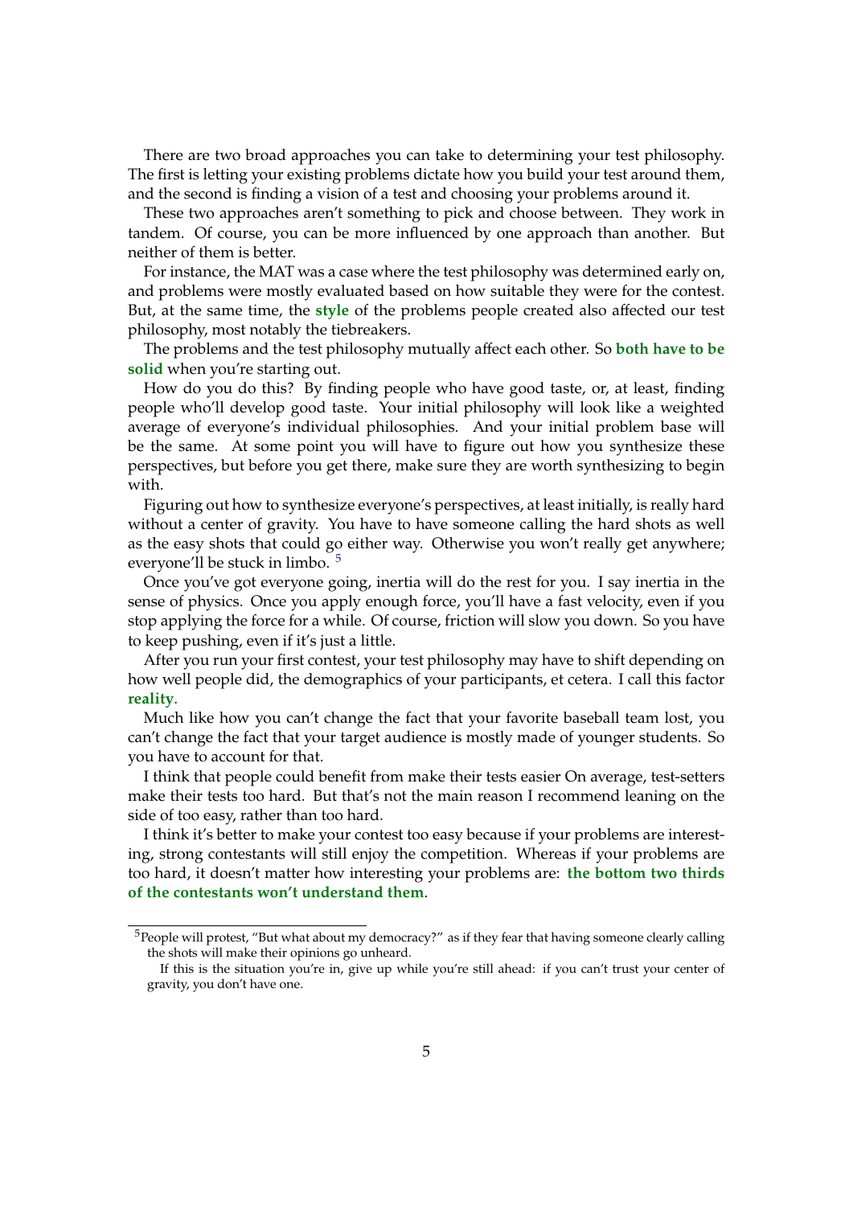There are two broad approaches you can take to determining your test philosophy. The first is letting your existing problems dictate how you build your test around them, and the second is finding a vision of a test and choosing your problems around it.

These two approaches aren't something to pick and choose between. They work in tandem. Of course, you can be more influenced by one approach than another. But neither of them is better.

For instance, the MAT was a case where the test philosophy was determined early on, and problems were mostly evaluated based on how suitable they were for the contest. But, at the same time, the **style** of the problems people created also affected our test philosophy, most notably the tiebreakers.

The problems and the test philosophy mutually affect each other. So **both have to be solid** when you're starting out.

How do you do this? By finding people who have good taste, or, at least, finding people who'll develop good taste. Your initial philosophy will look like a weighted average of everyone's individual philosophies. And your initial problem base will be the same. At some point you will have to figure out how you synthesize these perspectives, but before you get there, make sure they are worth synthesizing to begin with.

Figuring out how to synthesize everyone's perspectives, at least initially, is really hard without a center of gravity. You have to have someone calling the hard shots as well as the easy shots that could go either way. Otherwise you won't really get anywhere; everyone'll be stuck in limbo. [5]

Once you've got everyone going, inertia will do the rest for you. I say inertia in the sense of physics. Once you apply enough force, you'll have a fast velocity, even if you stop applying the force for a while. Of course, friction will slow you down. So you have to keep pushing, even if it's just a little.

After you run your first contest, your test philosophy may have to shift depending on how well people did, the demographics of your participants, et cetera. I call this factor **reality**.

Much like how you can't change the fact that your favorite baseball team lost, you can't change the fact that your target audience is mostly made of younger students. So you have to account for that.

I think that people could benefit from make their tests easier On average, test-setters make their tests too hard. But that's not the main reason I recommend leaning on the side of too easy, rather than too hard.

I think it's better to make your contest too easy because if your problems are interesting, strong contestants will still enjoy the competition. Whereas if your problems are too hard, it doesn't matter how interesting your problems are: **the bottom two thirds of the contestants won't understand them**.

---

[5] People will protest, "But what about my democracy?" as if they fear that having someone clearly calling the shots will make their opinions go unheard.

If this is the situation you're in, give up while you're still ahead: if you can't trust your center of gravity, you don't have one.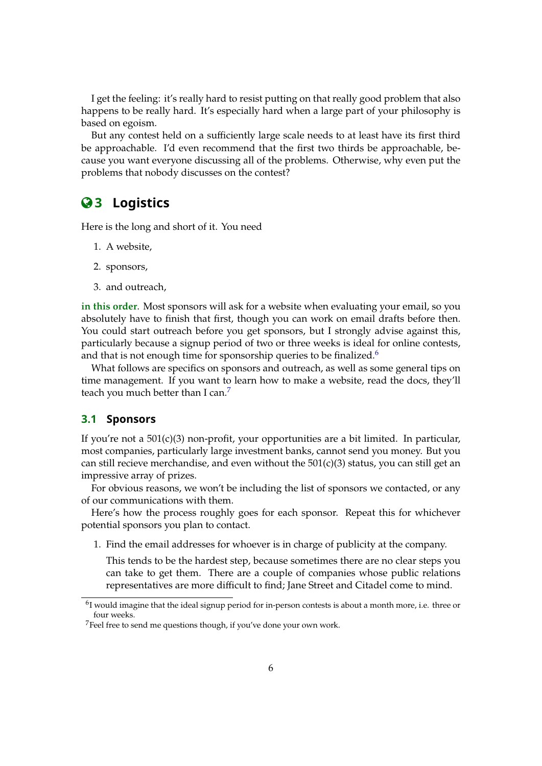I get the feeling: it's really hard to resist putting on that really good problem that also happens to be really hard. It's especially hard when a large part of your philosophy is based on egoism.

But any contest held on a sufficiently large scale needs to at least have its first third be approachable. I'd even recommend that the first two thirds be approachable, because you want everyone discussing all of the problems. Otherwise, why even put the problems that nobody discusses on the contest?

# 3 Logistics

Here is the long and short of it. You need

1. A website,
2. sponsors,
3. and outreach,

**in this order**. Most sponsors will ask for a website when evaluating your email, so you absolutely have to finish that first, though you can work on email drafts before then. You could start outreach before you get sponsors, but I strongly advise against this, particularly because a signup period of two or three weeks is ideal for online contests, and that is not enough time for sponsorship queries to be finalized.[6]

What follows are specifics on sponsors and outreach, as well as some general tips on time management. If you want to learn how to make a website, read the docs, they'll teach you much better than I can.[7]

## 3.1 Sponsors

If you're not a 501(c)(3) non-profit, your opportunities are a bit limited. In particular, most companies, particularly large investment banks, cannot send you money. But you can still recieve merchandise, and even without the 501(c)(3) status, you can still get an impressive array of prizes.

For obvious reasons, we won't be including the list of sponsors we contacted, or any of our communications with them.

Here's how the process roughly goes for each sponsor. Repeat this for whichever potential sponsors you plan to contact.

1. Find the email addresses for whoever is in charge of publicity at the company.

   This tends to be the hardest step, because sometimes there are no clear steps you can take to get them. There are a couple of companies whose public relations representatives are more difficult to find; Jane Street and Citadel come to mind.

---

[6] I would imagine that the ideal signup period for in-person contests is about a month more, i.e. three or four weeks.

[7] Feel free to send me questions though, if you've done your own work.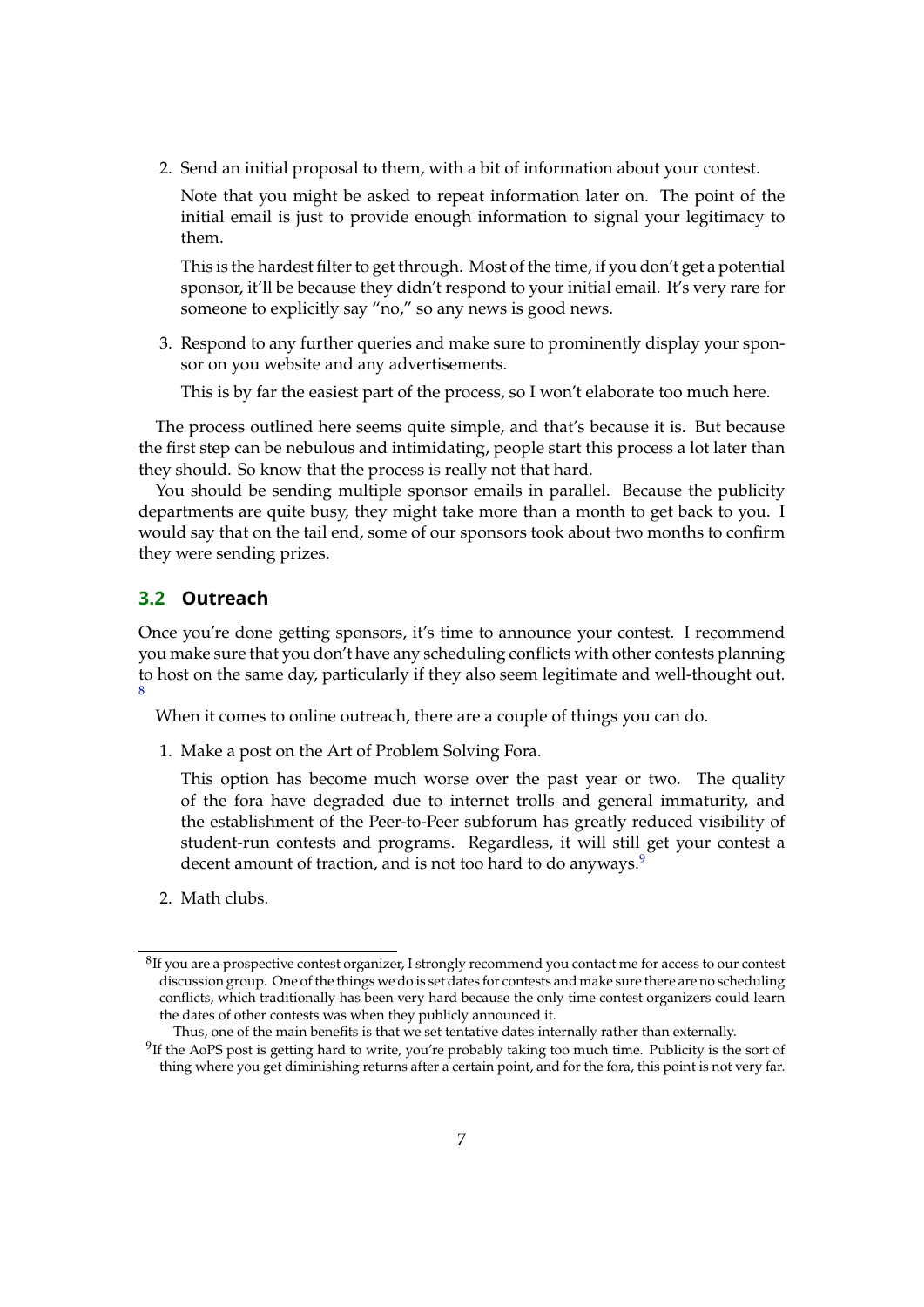2. Send an initial proposal to them, with a bit of information about your contest.

   Note that you might be asked to repeat information later on. The point of the initial email is just to provide enough information to signal your legitimacy to them.

   This is the hardest filter to get through. Most of the time, if you don't get a potential sponsor, it'll be because they didn't respond to your initial email. It's very rare for someone to explicitly say "no," so any news is good news.

3. Respond to any further queries and make sure to prominently display your sponsor on you website and any advertisements.

   This is by far the easiest part of the process, so I won't elaborate too much here.

The process outlined here seems quite simple, and that's because it is. But because the first step can be nebulous and intimidating, people start this process a lot later than they should. So know that the process is really not that hard.

You should be sending multiple sponsor emails in parallel. Because the publicity departments are quite busy, they might take more than a month to get back to you. I would say that on the tail end, some of our sponsors took about two months to confirm they were sending prizes.

## 3.2 Outreach

Once you're done getting sponsors, it's time to announce your contest. I recommend you make sure that you don't have any scheduling conflicts with other contests planning to host on the same day, particularly if they also seem legitimate and well-thought out. [8]

When it comes to online outreach, there are a couple of things you can do.

1. Make a post on the Art of Problem Solving Fora.

   This option has become much worse over the past year or two. The quality of the fora have degraded due to internet trolls and general immaturity, and the establishment of the Peer-to-Peer subforum has greatly reduced visibility of student-run contests and programs. Regardless, it will still get your contest a decent amount of traction, and is not too hard to do anyways.[9]

2. Math clubs.

---

[8] If you are a prospective contest organizer, I strongly recommend you contact me for access to our contest discussion group. One of the things we do is set dates for contests and make sure there are no scheduling conflicts, which traditionally has been very hard because the only time contest organizers could learn the dates of other contests was when they publicly announced it.

Thus, one of the main benefits is that we set tentative dates internally rather than externally.

[9] If the AoPS post is getting hard to write, you're probably taking too much time. Publicity is the sort of thing where you get diminishing returns after a certain point, and for the fora, this point is not very far.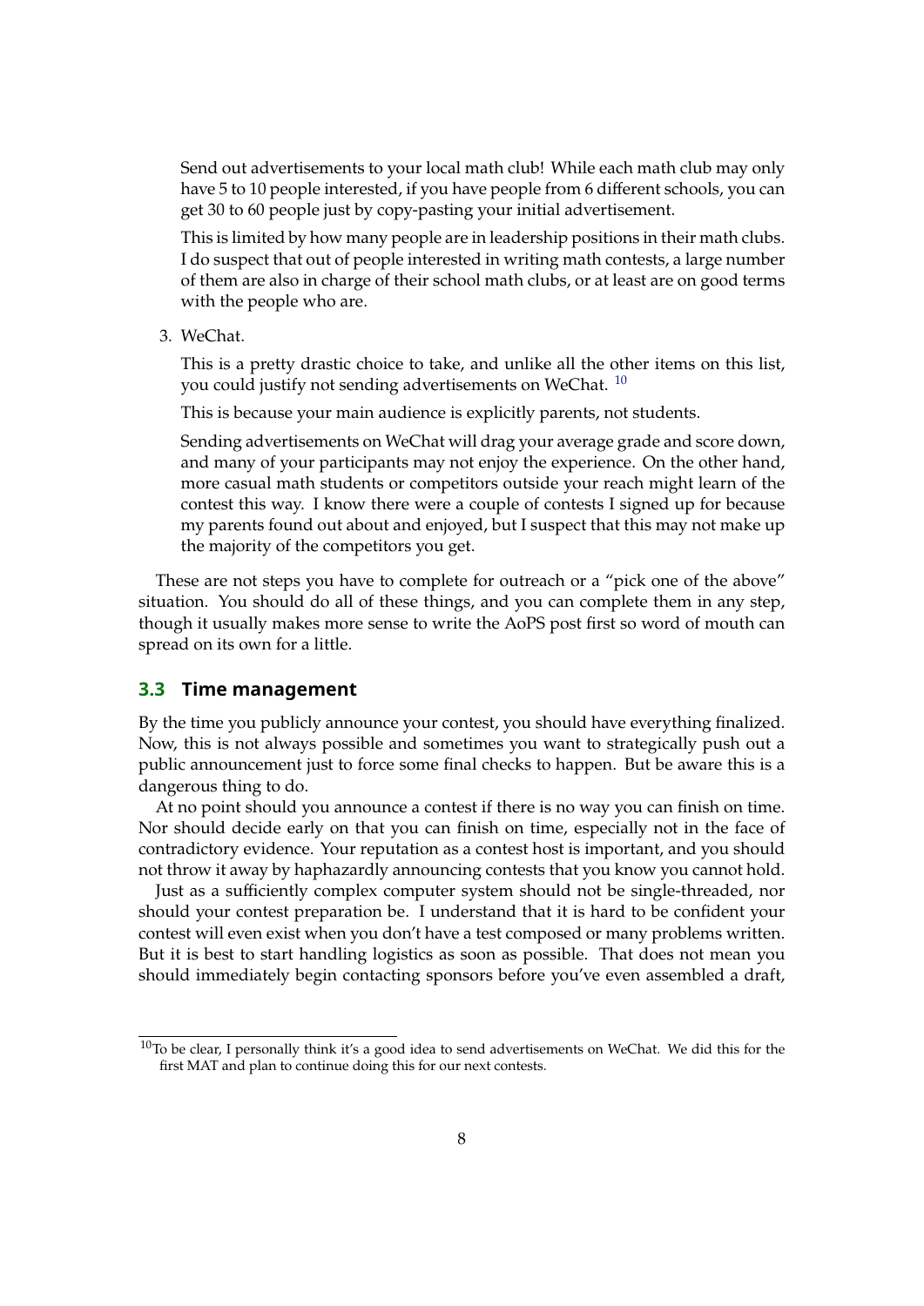Send out advertisements to your local math club! While each math club may only have 5 to 10 people interested, if you have people from 6 different schools, you can get 30 to 60 people just by copy-pasting your initial advertisement.

This is limited by how many people are in leadership positions in their math clubs. I do suspect that out of people interested in writing math contests, a large number of them are also in charge of their school math clubs, or at least are on good terms with the people who are.

3. WeChat.

   This is a pretty drastic choice to take, and unlike all the other items on this list, you could justify not sending advertisements on WeChat. [10]

   This is because your main audience is explicitly parents, not students.

   Sending advertisements on WeChat will drag your average grade and score down, and many of your participants may not enjoy the experience. On the other hand, more casual math students or competitors outside your reach might learn of the contest this way. I know there were a couple of contests I signed up for because my parents found out about and enjoyed, but I suspect that this may not make up the majority of the competitors you get.

These are not steps you have to complete for outreach or a "pick one of the above" situation. You should do all of these things, and you can complete them in any step, though it usually makes more sense to write the AoPS post first so word of mouth can spread on its own for a little.

### 3.3 Time management

By the time you publicly announce your contest, you should have everything finalized. Now, this is not always possible and sometimes you want to strategically push out a public announcement just to force some final checks to happen. But be aware this is a dangerous thing to do.

At no point should you announce a contest if there is no way you can finish on time. Nor should decide early on that you can finish on time, especially not in the face of contradictory evidence. Your reputation as a contest host is important, and you should not throw it away by haphazardly announcing contests that you know you cannot hold.

Just as a sufficiently complex computer system should not be single-threaded, nor should your contest preparation be. I understand that it is hard to be confident your contest will even exist when you don't have a test composed or many problems written. But it is best to start handling logistics as soon as possible. That does not mean you should immediately begin contacting sponsors before you've even assembled a draft,

[10] To be clear, I personally think it's a good idea to send advertisements on WeChat. We did this for the first MAT and plan to continue doing this for our next contests.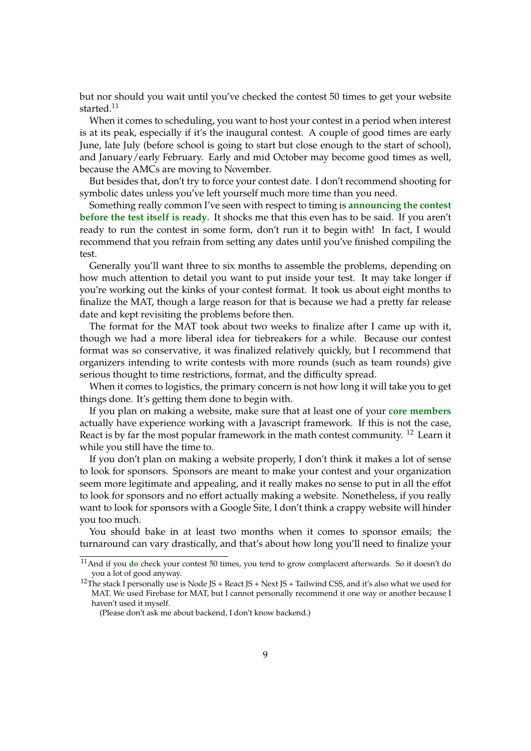but nor should you wait until you've checked the contest 50 times to get your website started.[11]

When it comes to scheduling, you want to host your contest in a period when interest is at its peak, especially if it's the inaugural contest. A couple of good times are early June, late July (before school is going to start but close enough to the start of school), and January/early February. Early and mid October may become good times as well, because the AMCs are moving to November.

But besides that, don't try to force your contest date. I don't recommend shooting for symbolic dates unless you've left yourself much more time than you need.

Something really common I've seen with respect to timing is **announcing the contest before the test itself is ready**. It shocks me that this even has to be said. If you aren't ready to run the contest in some form, don't run it to begin with! In fact, I would recommend that you refrain from setting any dates until you've finished compiling the test.

Generally you'll want three to six months to assemble the problems, depending on how much attention to detail you want to put inside your test. It may take longer if you're working out the kinks of your contest format. It took us about eight months to finalize the MAT, though a large reason for that is because we had a pretty far release date and kept revisiting the problems before then.

The format for the MAT took about two weeks to finalize after I came up with it, though we had a more liberal idea for tiebreakers for a while. Because our contest format was so conservative, it was finalized relatively quickly, but I recommend that organizers intending to write contests with more rounds (such as team rounds) give serious thought to time restrictions, format, and the difficulty spread.

When it comes to logistics, the primary concern is not how long it will take you to get things done. It's getting them done to begin with.

If you plan on making a website, make sure that at least one of your **core members** actually have experience working with a Javascript framework. If this is not the case, React is by far the most popular framework in the math contest community. [12] Learn it while you still have the time to.

If you don't plan on making a website properly, I don't think it makes a lot of sense to look for sponsors. Sponsors are meant to make your contest and your organization seem more legitimate and appealing, and it really makes no sense to put in all the effot to look for sponsors and no effort actually making a website. Nonetheless, if you really want to look for sponsors with a Google Site, I don't think a crappy website will hinder you too much.

You should bake in at least two months when it comes to sponsor emails; the turnaround can vary drastically, and that's about how long you'll need to finalize your

---

[11] And if you **do** check your contest 50 times, you tend to grow complacent afterwards. So it doesn't do you a lot of good anyway.

[12] The stack I personally use is Node JS + React JS + Next JS + Tailwind CSS, and it's also what we used for MAT. We used Firebase for MAT, but I cannot personally recommend it one way or another because I haven't used it myself.

(Please don't ask me about backend, I don't know backend.)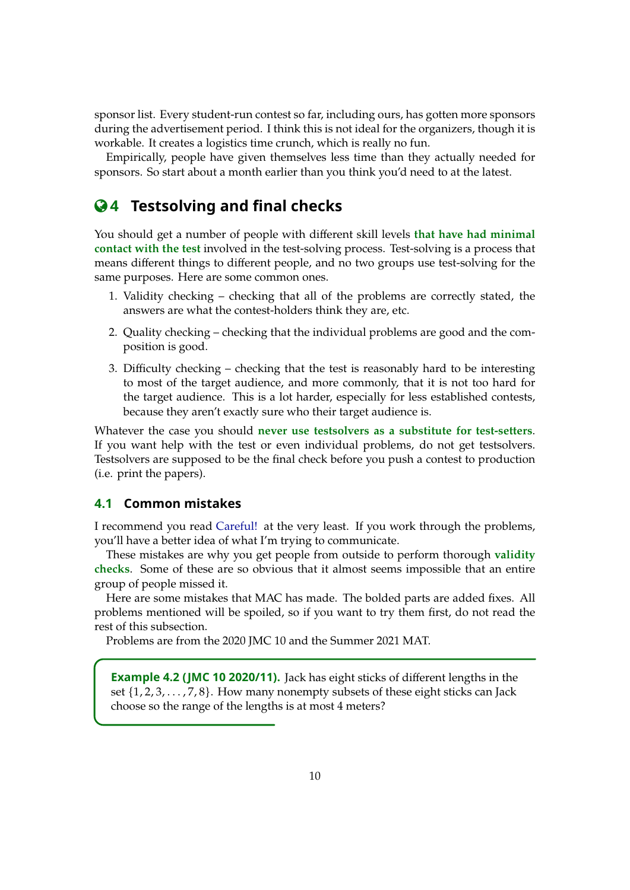sponsor list. Every student-run contest so far, including ours, has gotten more sponsors during the advertisement period. I think this is not ideal for the organizers, though it is workable. It creates a logistics time crunch, which is really no fun.

Empirically, people have given themselves less time than they actually needed for sponsors. So start about a month earlier than you think you'd need to at the latest.

## 4 Testsolving and final checks

You should get a number of people with different skill levels **that have had minimal contact with the test** involved in the test-solving process. Test-solving is a process that means different things to different people, and no two groups use test-solving for the same purposes. Here are some common ones.

1. Validity checking – checking that all of the problems are correctly stated, the answers are what the contest-holders think they are, etc.
2. Quality checking – checking that the individual problems are good and the composition is good.
3. Difficulty checking – checking that the test is reasonably hard to be interesting to most of the target audience, and more commonly, that it is not too hard for the target audience. This is a lot harder, especially for less established contests, because they aren't exactly sure who their target audience is.

Whatever the case you should **never use testsolvers as a substitute for test-setters**. If you want help with the test or even individual problems, do not get testsolvers. Testsolvers are supposed to be the final check before you push a contest to production (i.e. print the papers).

### 4.1 Common mistakes

I recommend you read Careful! at the very least. If you work through the problems, you'll have a better idea of what I'm trying to communicate.

These mistakes are why you get people from outside to perform thorough **validity checks**. Some of these are so obvious that it almost seems impossible that an entire group of people missed it.

Here are some mistakes that MAC has made. The bolded parts are added fixes. All problems mentioned will be spoiled, so if you want to try them first, do not read the rest of this subsection.

Problems are from the 2020 JMC 10 and the Summer 2021 MAT.

**Example 4.2 (JMC 10 2020/11).** Jack has eight sticks of different lengths in the set $\{1, 2, 3, \ldots, 7, 8\}$. How many nonempty subsets of these eight sticks can Jack choose so the range of the lengths is at most 4 meters?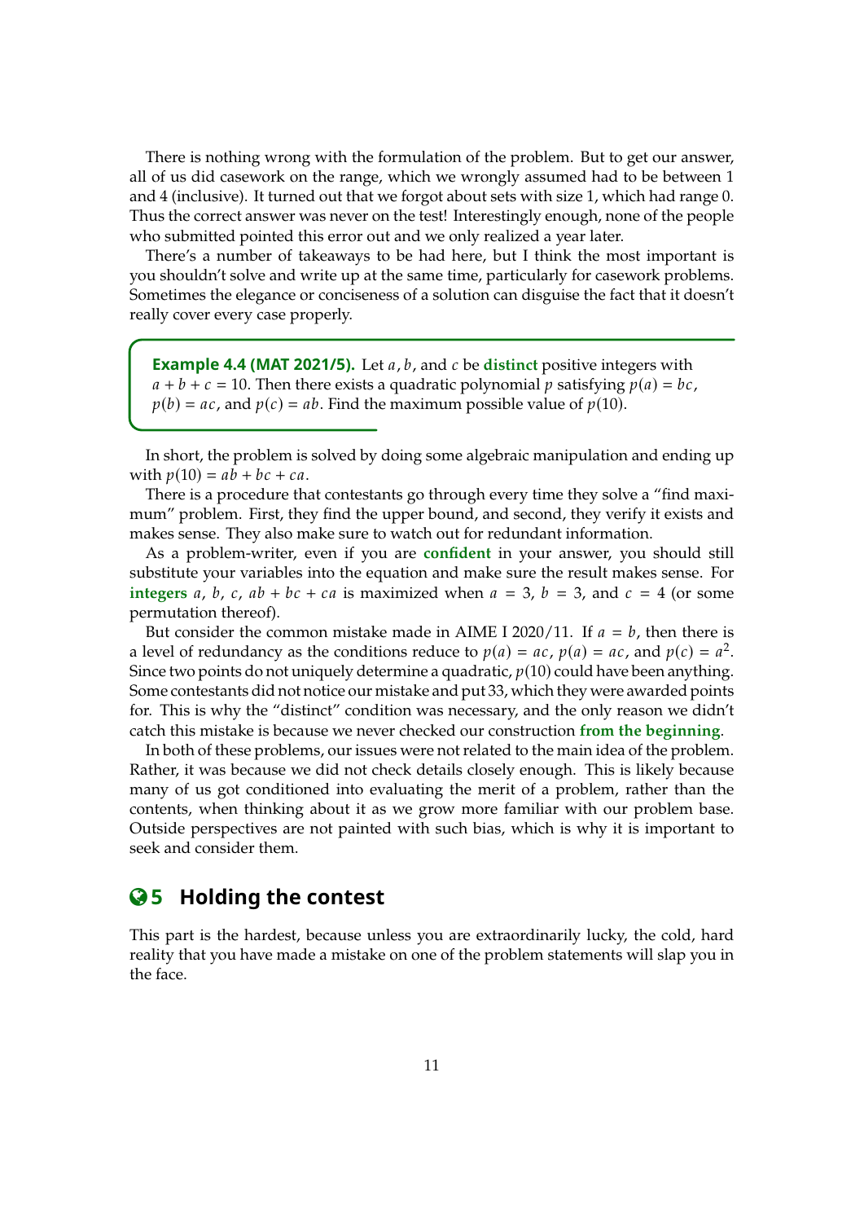There is nothing wrong with the formulation of the problem. But to get our answer, all of us did casework on the range, which we wrongly assumed had to be between 1 and 4 (inclusive). It turned out that we forgot about sets with size 1, which had range 0. Thus the correct answer was never on the test! Interestingly enough, none of the people who submitted pointed this error out and we only realized a year later.

There's a number of takeaways to be had here, but I think the most important is you shouldn't solve and write up at the same time, particularly for casework problems. Sometimes the elegance or conciseness of a solution can disguise the fact that it doesn't really cover every case properly.

> **Example 4.4 (MAT 2021/5).** Let $a, b$, and $c$ be **distinct** positive integers with $a + b + c = 10$. Then there exists a quadratic polynomial $p$ satisfying $p(a) = bc$, $p(b) = ac$, and $p(c) = ab$. Find the maximum possible value of $p(10)$.

In short, the problem is solved by doing some algebraic manipulation and ending up with $p(10) = ab + bc + ca$.

There is a procedure that contestants go through every time they solve a "find maximum" problem. First, they find the upper bound, and second, they verify it exists and makes sense. They also make sure to watch out for redundant information.

As a problem-writer, even if you are **confident** in your answer, you should still substitute your variables into the equation and make sure the result makes sense. For **integers** $a$, $b$, $c$, $ab + bc + ca$ is maximized when $a = 3$, $b = 3$, and $c = 4$ (or some permutation thereof).

But consider the common mistake made in AIME I 2020/11. If $a = b$, then there is a level of redundancy as the conditions reduce to $p(a) = ac$, $p(a) = ac$, and $p(c) = a^2$. Since two points do not uniquely determine a quadratic, $p(10)$ could have been anything. Some contestants did not notice our mistake and put 33, which they were awarded points for. This is why the "distinct" condition was necessary, and the only reason we didn't catch this mistake is because we never checked our construction **from the beginning**.

In both of these problems, our issues were not related to the main idea of the problem. Rather, it was because we did not check details closely enough. This is likely because many of us got conditioned into evaluating the merit of a problem, rather than the contents, when thinking about it as we grow more familiar with our problem base. Outside perspectives are not painted with such bias, which is why it is important to seek and consider them.

## 5 Holding the contest

This part is the hardest, because unless you are extraordinarily lucky, the cold, hard reality that you have made a mistake on one of the problem statements will slap you in the face.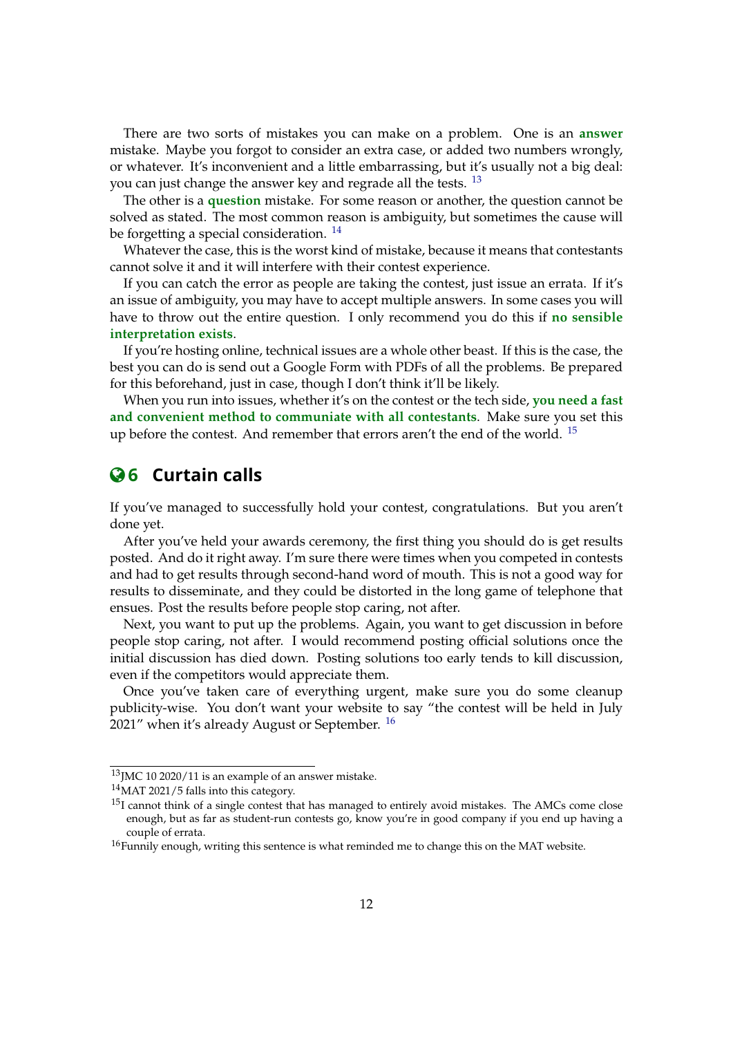There are two sorts of mistakes you can make on a problem. One is an **answer** mistake. Maybe you forgot to consider an extra case, or added two numbers wrongly, or whatever. It's inconvenient and a little embarrassing, but it's usually not a big deal: you can just change the answer key and regrade all the tests. [13]

The other is a **question** mistake. For some reason or another, the question cannot be solved as stated. The most common reason is ambiguity, but sometimes the cause will be forgetting a special consideration. [14]

Whatever the case, this is the worst kind of mistake, because it means that contestants cannot solve it and it will interfere with their contest experience.

If you can catch the error as people are taking the contest, just issue an errata. If it's an issue of ambiguity, you may have to accept multiple answers. In some cases you will have to throw out the entire question. I only recommend you do this if **no sensible interpretation exists**.

If you're hosting online, technical issues are a whole other beast. If this is the case, the best you can do is send out a Google Form with PDFs of all the problems. Be prepared for this beforehand, just in case, though I don't think it'll be likely.

When you run into issues, whether it's on the contest or the tech side, **you need a fast and convenient method to communiate with all contestants**. Make sure you set this up before the contest. And remember that errors aren't the end of the world. [15]

## 6 Curtain calls

If you've managed to successfully hold your contest, congratulations. But you aren't done yet.

After you've held your awards ceremony, the first thing you should do is get results posted. And do it right away. I'm sure there were times when you competed in contests and had to get results through second-hand word of mouth. This is not a good way for results to disseminate, and they could be distorted in the long game of telephone that ensues. Post the results before people stop caring, not after.

Next, you want to put up the problems. Again, you want to get discussion in before people stop caring, not after. I would recommend posting official solutions once the initial discussion has died down. Posting solutions too early tends to kill discussion, even if the competitors would appreciate them.

Once you've taken care of everything urgent, make sure you do some cleanup publicity-wise. You don't want your website to say "the contest will be held in July 2021" when it's already August or September. [16]

---

[13] JMC 10 2020/11 is an example of an answer mistake.

[14] MAT 2021/5 falls into this category.

[15] I cannot think of a single contest that has managed to entirely avoid mistakes. The AMCs come close enough, but as far as student-run contests go, know you're in good company if you end up having a couple of errata.

[16] Funnily enough, writing this sentence is what reminded me to change this on the MAT website.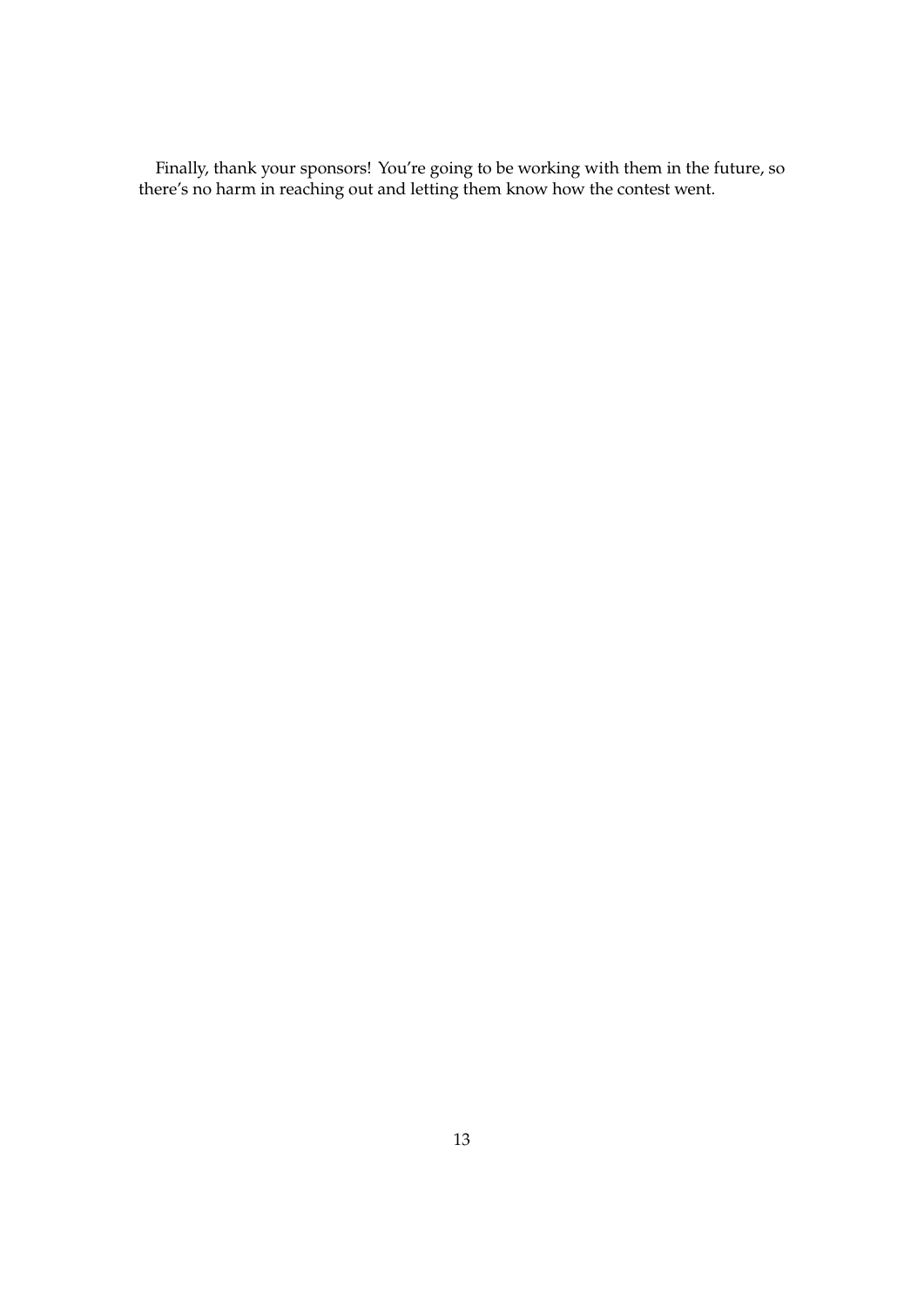Finally, thank your sponsors! You're going to be working with them in the future, so there's no harm in reaching out and letting them know how the contest went.